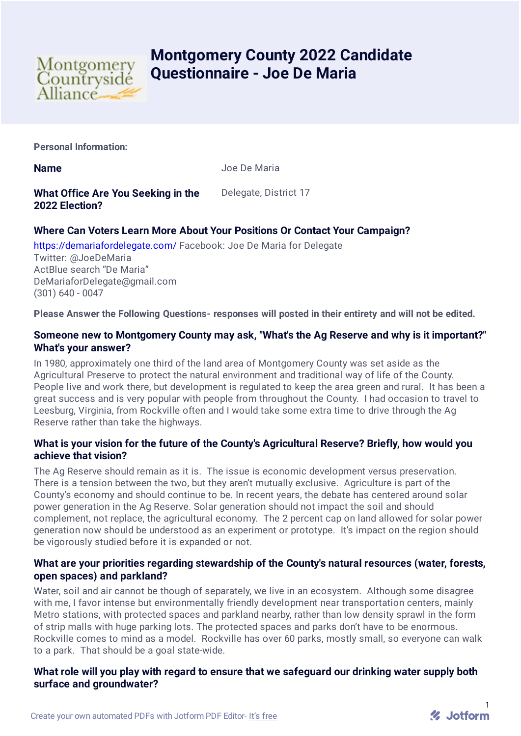# Montgomery County 2022 Candidate Questionnaire - Joe De Maria

**Personal Information:**

| | |
|---|---|
| **Name** | Joe De Maria |
| **What Office Are You Seeking in the 2022 Election?** | Delegate, District 17 |

### Where Can Voters Learn More About Your Positions Or Contact Your Campaign?

https://demariafordelegate.com/ Facebook: Joe De Maria for Delegate
Twitter: @JoeDeMaria
ActBlue search "De Maria"
DeMariaforDelegate@gmail.com
(301) 640 - 0047

**Please Answer the Following Questions- responses will posted in their entirety and will not be edited.**

### Someone new to Montgomery County may ask, "What's the Ag Reserve and why is it important?" What's your answer?

In 1980, approximately one third of the land area of Montgomery County was set aside as the Agricultural Preserve to protect the natural environment and traditional way of life of the County. People live and work there, but development is regulated to keep the area green and rural. It has been a great success and is very popular with people from throughout the County. I had occasion to travel to Leesburg, Virginia, from Rockville often and I would take some extra time to drive through the Ag Reserve rather than take the highways.

### What is your vision for the future of the County's Agricultural Reserve? Briefly, how would you achieve that vision?

The Ag Reserve should remain as it is. The issue is economic development versus preservation. There is a tension between the two, but they aren't mutually exclusive. Agriculture is part of the County's economy and should continue to be. In recent years, the debate has centered around solar power generation in the Ag Reserve. Solar generation should not impact the soil and should complement, not replace, the agricultural economy. The 2 percent cap on land allowed for solar power generation now should be understood as an experiment or prototype. It's impact on the region should be vigorously studied before it is expanded or not.

### What are your priorities regarding stewardship of the County's natural resources (water, forests, open spaces) and parkland?

Water, soil and air cannot be though of separately, we live in an ecosystem. Although some disagree with me, I favor intense but environmentally friendly development near transportation centers, mainly Metro stations, with protected spaces and parkland nearby, rather than low density sprawl in the form of strip malls with huge parking lots. The protected spaces and parks don't have to be enormous. Rockville comes to mind as a model. Rockville has over 60 parks, mostly small, so everyone can walk to a park. That should be a goal state-wide.

### What role will you play with regard to ensure that we safeguard our drinking water supply both surface and groundwater?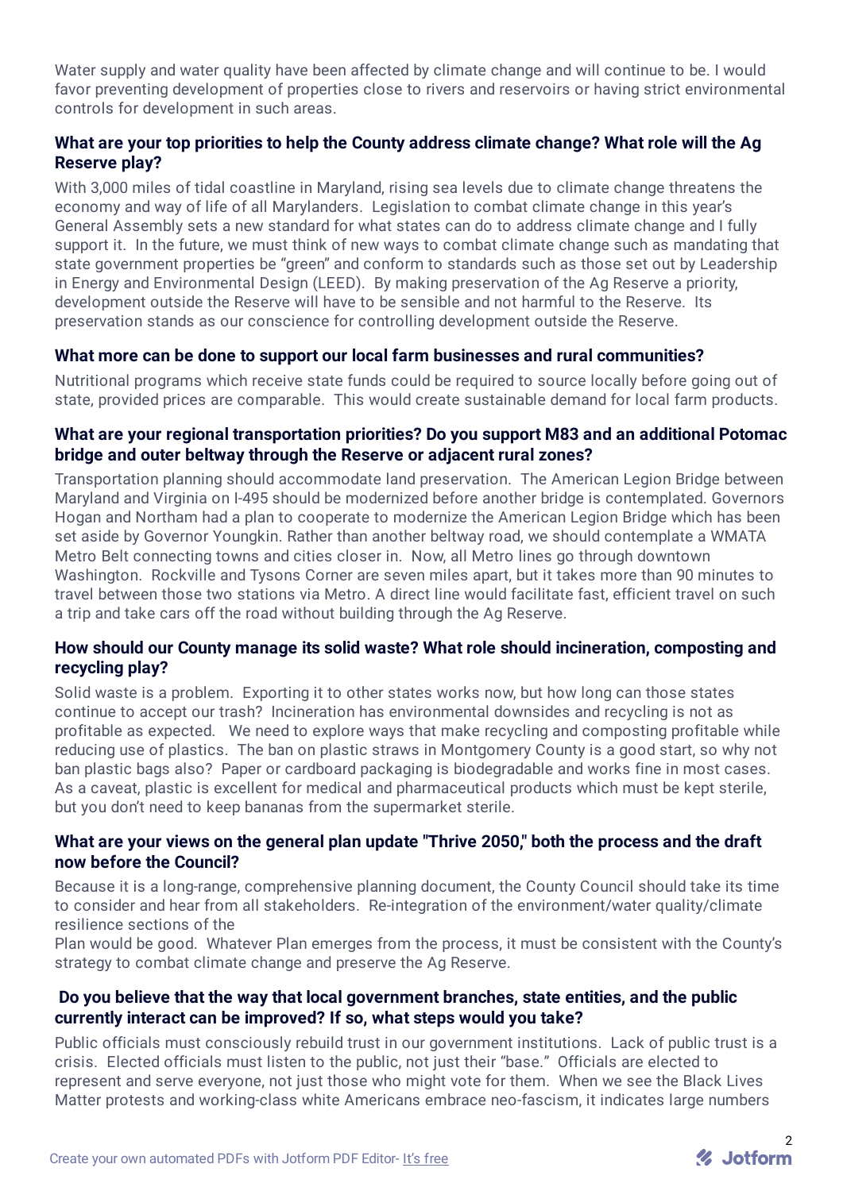Water supply and water quality have been affected by climate change and will continue to be. I would favor preventing development of properties close to rivers and reservoirs or having strict environmental controls for development in such areas.

### What are your top priorities to help the County address climate change? What role will the Ag Reserve play?

With 3,000 miles of tidal coastline in Maryland, rising sea levels due to climate change threatens the economy and way of life of all Marylanders. Legislation to combat climate change in this year's General Assembly sets a new standard for what states can do to address climate change and I fully support it. In the future, we must think of new ways to combat climate change such as mandating that state government properties be "green" and conform to standards such as those set out by Leadership in Energy and Environmental Design (LEED). By making preservation of the Ag Reserve a priority, development outside the Reserve will have to be sensible and not harmful to the Reserve. Its preservation stands as our conscience for controlling development outside the Reserve.

### What more can be done to support our local farm businesses and rural communities?

Nutritional programs which receive state funds could be required to source locally before going out of state, provided prices are comparable. This would create sustainable demand for local farm products.

### What are your regional transportation priorities? Do you support M83 and an additional Potomac bridge and outer beltway through the Reserve or adjacent rural zones?

Transportation planning should accommodate land preservation. The American Legion Bridge between Maryland and Virginia on I-495 should be modernized before another bridge is contemplated. Governors Hogan and Northam had a plan to cooperate to modernize the American Legion Bridge which has been set aside by Governor Youngkin. Rather than another beltway road, we should contemplate a WMATA Metro Belt connecting towns and cities closer in. Now, all Metro lines go through downtown Washington. Rockville and Tysons Corner are seven miles apart, but it takes more than 90 minutes to travel between those two stations via Metro. A direct line would facilitate fast, efficient travel on such a trip and take cars off the road without building through the Ag Reserve.

### How should our County manage its solid waste? What role should incineration, composting and recycling play?

Solid waste is a problem. Exporting it to other states works now, but how long can those states continue to accept our trash? Incineration has environmental downsides and recycling is not as profitable as expected. We need to explore ways that make recycling and composting profitable while reducing use of plastics. The ban on plastic straws in Montgomery County is a good start, so why not ban plastic bags also? Paper or cardboard packaging is biodegradable and works fine in most cases. As a caveat, plastic is excellent for medical and pharmaceutical products which must be kept sterile, but you don't need to keep bananas from the supermarket sterile.

### What are your views on the general plan update "Thrive 2050," both the process and the draft now before the Council?

Because it is a long-range, comprehensive planning document, the County Council should take its time to consider and hear from all stakeholders. Re-integration of the environment/water quality/climate resilience sections of the Plan would be good. Whatever Plan emerges from the process, it must be consistent with the County's strategy to combat climate change and preserve the Ag Reserve.

### Do you believe that the way that local government branches, state entities, and the public currently interact can be improved? If so, what steps would you take?

Public officials must consciously rebuild trust in our government institutions. Lack of public trust is a crisis. Elected officials must listen to the public, not just their "base." Officials are elected to represent and serve everyone, not just those who might vote for them. When we see the Black Lives Matter protests and working-class white Americans embrace neo-fascism, it indicates large numbers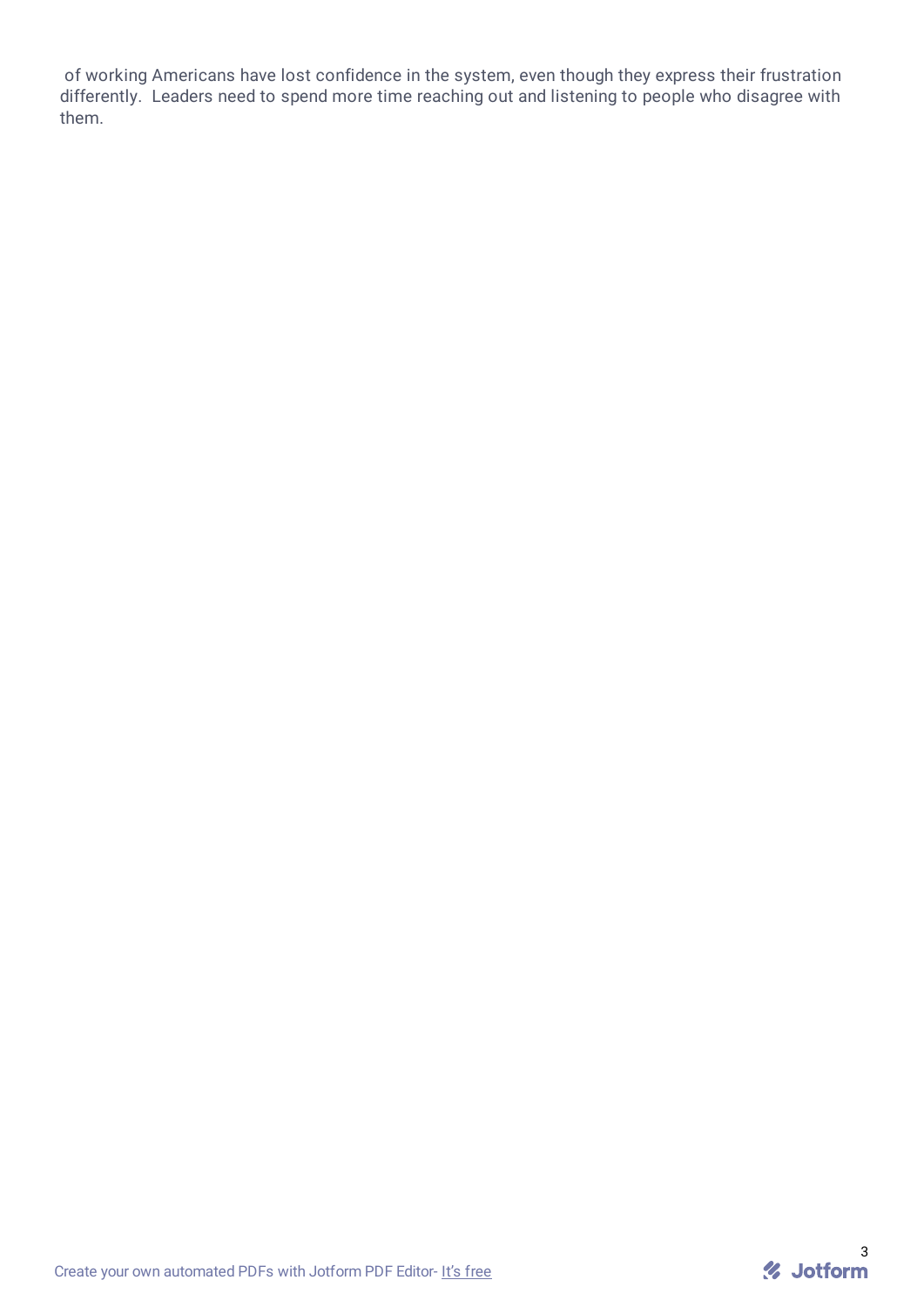of working Americans have lost confidence in the system, even though they express their frustration differently. Leaders need to spend more time reaching out and listening to people who disagree with them.